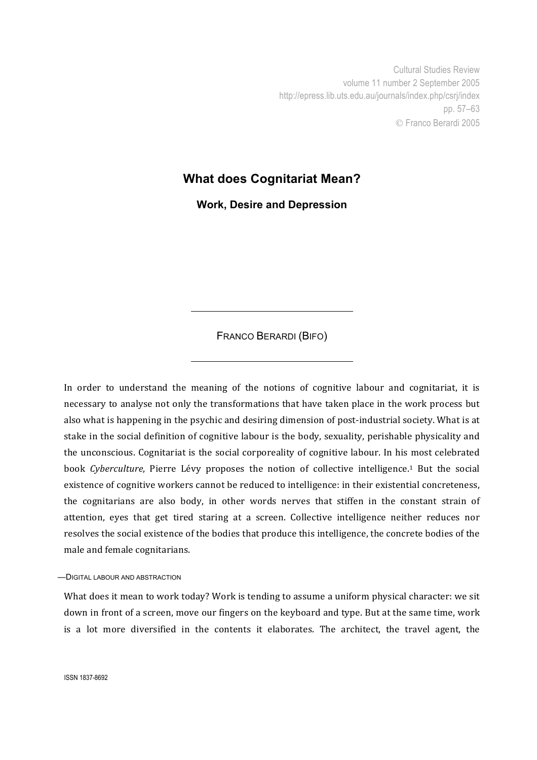# What does Cognitariat Mean?

## Work, Desire and Depression

FRANCO BERARDI (BIFO)

In order to understand the meaning of the notions of cognitive labour and cognitariat, it is necessary to analyse not only the transformations that have taken place in the work process but also what is happening in the psychic and desiring dimension of post-industrial society. What is at stake in the social definition of cognitive labour is the body, sexuality, perishable physicality and the unconscious. Cognitariat is the social corporeality of cognitive labour. In his most celebrated book *Cyberculture*, Pierre Lévy proposes the notion of collective intelligence.[1] But the social existence of cognitive workers cannot be reduced to intelligence: in their existential concreteness, the cognitarians are also body, in other words nerves that stiffen in the constant strain of attention, eyes that get tired staring at a screen. Collective intelligence neither reduces nor resolves the social existence of the bodies that produce this intelligence, the concrete bodies of the male and female cognitarians.

### —DIGITAL LABOUR AND ABSTRACTION

What does it mean to work today? Work is tending to assume a uniform physical character: we sit down in front of a screen, move our fingers on the keyboard and type. But at the same time, work is a lot more diversified in the contents it elaborates. The architect, the travel agent, the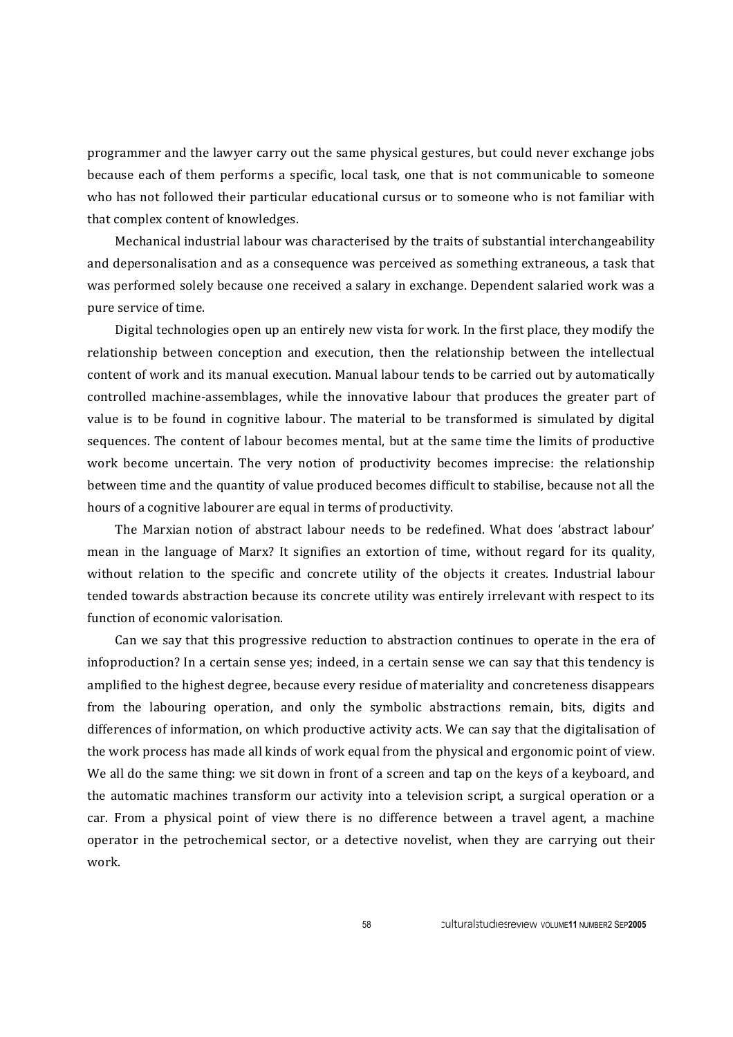programmer and the lawyer carry out the same physical gestures, but could never exchange jobs because each of them performs a specific, local task, one that is not communicable to someone who has not followed their particular educational cursus or to someone who is not familiar with that complex content of knowledges.

Mechanical industrial labour was characterised by the traits of substantial interchangeability and depersonalisation and as a consequence was perceived as something extraneous, a task that was performed solely because one received a salary in exchange. Dependent salaried work was a pure service of time.

Digital technologies open up an entirely new vista for work. In the first place, they modify the relationship between conception and execution, then the relationship between the intellectual content of work and its manual execution. Manual labour tends to be carried out by automatically controlled machine-assemblages, while the innovative labour that produces the greater part of value is to be found in cognitive labour. The material to be transformed is simulated by digital sequences. The content of labour becomes mental, but at the same time the limits of productive work become uncertain. The very notion of productivity becomes imprecise: the relationship between time and the quantity of value produced becomes difficult to stabilise, because not all the hours of a cognitive labourer are equal in terms of productivity.

The Marxian notion of abstract labour needs to be redefined. What does 'abstract labour' mean in the language of Marx? It signifies an extortion of time, without regard for its quality, without relation to the specific and concrete utility of the objects it creates. Industrial labour tended towards abstraction because its concrete utility was entirely irrelevant with respect to its function of economic valorisation.

Can we say that this progressive reduction to abstraction continues to operate in the era of infoproduction? In a certain sense yes; indeed, in a certain sense we can say that this tendency is amplified to the highest degree, because every residue of materiality and concreteness disappears from the labouring operation, and only the symbolic abstractions remain, bits, digits and differences of information, on which productive activity acts. We can say that the digitalisation of the work process has made all kinds of work equal from the physical and ergonomic point of view. We all do the same thing: we sit down in front of a screen and tap on the keys of a keyboard, and the automatic machines transform our activity into a television script, a surgical operation or a car. From a physical point of view there is no difference between a travel agent, a machine operator in the petrochemical sector, or a detective novelist, when they are carrying out their work.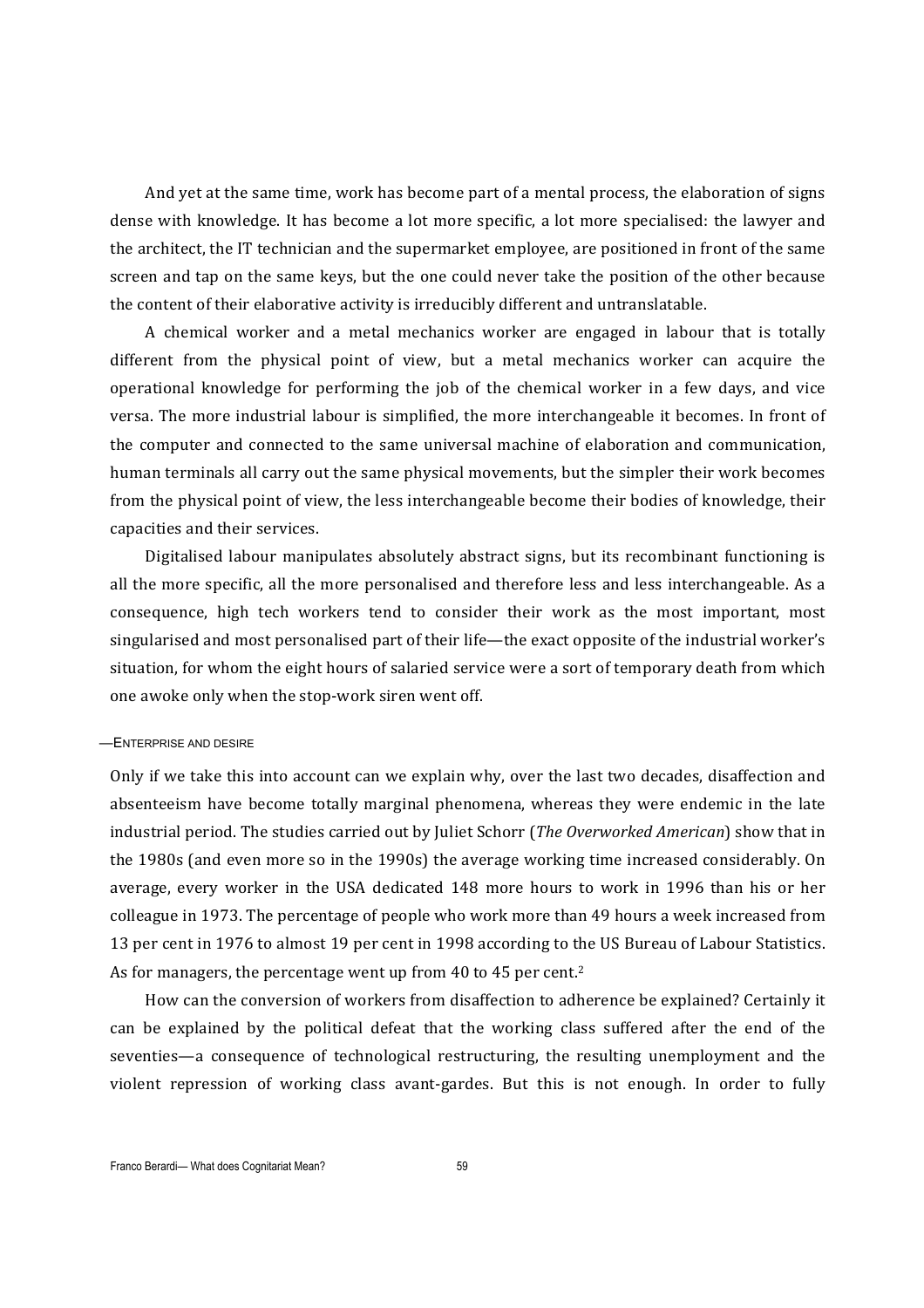And yet at the same time, work has become part of a mental process, the elaboration of signs dense with knowledge. It has become a lot more specific, a lot more specialised: the lawyer and the architect, the IT technician and the supermarket employee, are positioned in front of the same screen and tap on the same keys, but the one could never take the position of the other because the content of their elaborative activity is irreducibly different and untranslatable.

A chemical worker and a metal mechanics worker are engaged in labour that is totally different from the physical point of view, but a metal mechanics worker can acquire the operational knowledge for performing the job of the chemical worker in a few days, and vice versa. The more industrial labour is simplified, the more interchangeable it becomes. In front of the computer and connected to the same universal machine of elaboration and communication, human terminals all carry out the same physical movements, but the simpler their work becomes from the physical point of view, the less interchangeable become their bodies of knowledge, their capacities and their services.

Digitalised labour manipulates absolutely abstract signs, but its recombinant functioning is all the more specific, all the more personalised and therefore less and less interchangeable. As a consequence, high tech workers tend to consider their work as the most important, most singularised and most personalised part of their life—the exact opposite of the industrial worker's situation, for whom the eight hours of salaried service were a sort of temporary death from which one awoke only when the stop-work siren went off.

### —Enterprise and desire

Only if we take this into account can we explain why, over the last two decades, disaffection and absenteeism have become totally marginal phenomena, whereas they were endemic in the late industrial period. The studies carried out by Juliet Schorr (*The Overworked American*) show that in the 1980s (and even more so in the 1990s) the average working time increased considerably. On average, every worker in the USA dedicated 148 more hours to work in 1996 than his or her colleague in 1973. The percentage of people who work more than 49 hours a week increased from 13 per cent in 1976 to almost 19 per cent in 1998 according to the US Bureau of Labour Statistics. As for managers, the percentage went up from 40 to 45 per cent.[2]

How can the conversion of workers from disaffection to adherence be explained? Certainly it can be explained by the political defeat that the working class suffered after the end of the seventies—a consequence of technological restructuring, the resulting unemployment and the violent repression of working class avant-gardes. But this is not enough. In order to fully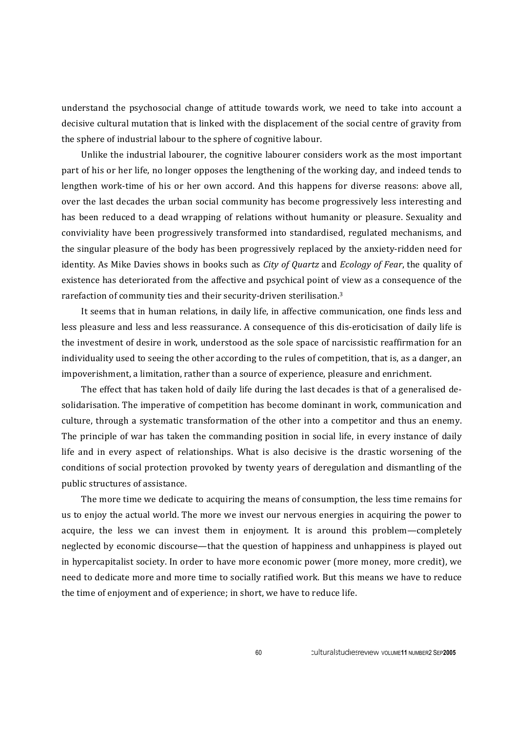understand the psychosocial change of attitude towards work, we need to take into account a decisive cultural mutation that is linked with the displacement of the social centre of gravity from the sphere of industrial labour to the sphere of cognitive labour.

Unlike the industrial labourer, the cognitive labourer considers work as the most important part of his or her life, no longer opposes the lengthening of the working day, and indeed tends to lengthen work-time of his or her own accord. And this happens for diverse reasons: above all, over the last decades the urban social community has become progressively less interesting and has been reduced to a dead wrapping of relations without humanity or pleasure. Sexuality and conviviality have been progressively transformed into standardised, regulated mechanisms, and the singular pleasure of the body has been progressively replaced by the anxiety-ridden need for identity. As Mike Davies shows in books such as *City of Quartz* and *Ecology of Fear*, the quality of existence has deteriorated from the affective and psychical point of view as a consequence of the rarefaction of community ties and their security-driven sterilisation.[3]

It seems that in human relations, in daily life, in affective communication, one finds less and less pleasure and less and less reassurance. A consequence of this dis-eroticisation of daily life is the investment of desire in work, understood as the sole space of narcissistic reaffirmation for an individuality used to seeing the other according to the rules of competition, that is, as a danger, an impoverishment, a limitation, rather than a source of experience, pleasure and enrichment.

The effect that has taken hold of daily life during the last decades is that of a generalised de-solidarisation. The imperative of competition has become dominant in work, communication and culture, through a systematic transformation of the other into a competitor and thus an enemy. The principle of war has taken the commanding position in social life, in every instance of daily life and in every aspect of relationships. What is also decisive is the drastic worsening of the conditions of social protection provoked by twenty years of deregulation and dismantling of the public structures of assistance.

The more time we dedicate to acquiring the means of consumption, the less time remains for us to enjoy the actual world. The more we invest our nervous energies in acquiring the power to acquire, the less we can invest them in enjoyment. It is around this problem—completely neglected by economic discourse—that the question of happiness and unhappiness is played out in hypercapitalist society. In order to have more economic power (more money, more credit), we need to dedicate more and more time to socially ratified work. But this means we have to reduce the time of enjoyment and of experience; in short, we have to reduce life.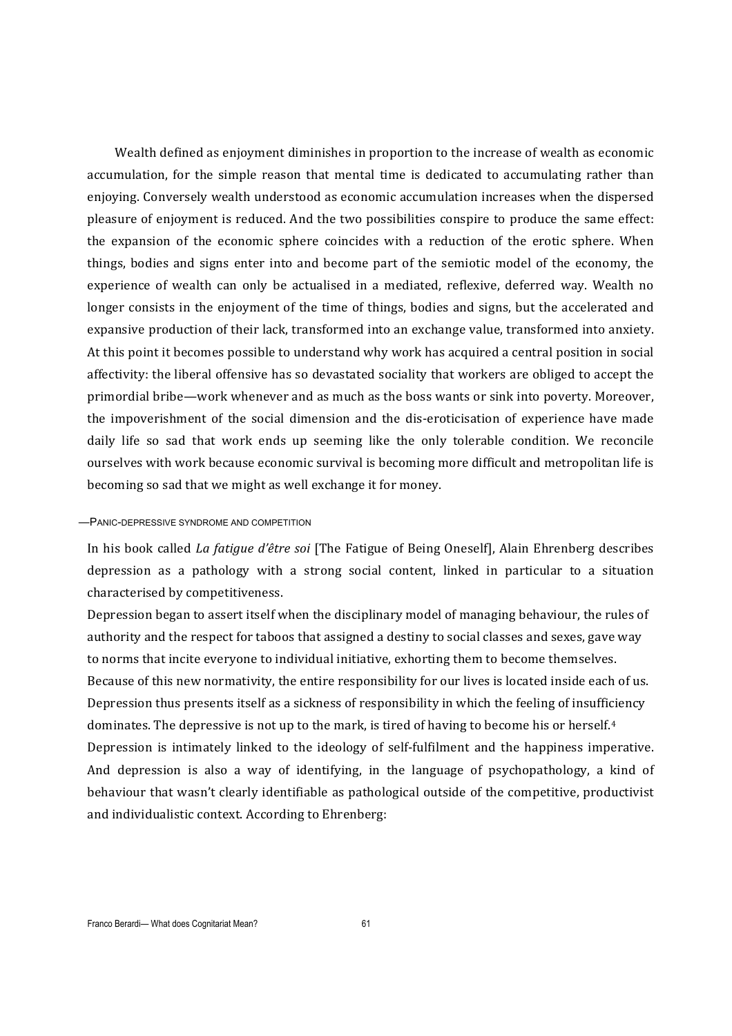Wealth defined as enjoyment diminishes in proportion to the increase of wealth as economic accumulation, for the simple reason that mental time is dedicated to accumulating rather than enjoying. Conversely wealth understood as economic accumulation increases when the dispersed pleasure of enjoyment is reduced. And the two possibilities conspire to produce the same effect: the expansion of the economic sphere coincides with a reduction of the erotic sphere. When things, bodies and signs enter into and become part of the semiotic model of the economy, the experience of wealth can only be actualised in a mediated, reflexive, deferred way. Wealth no longer consists in the enjoyment of the time of things, bodies and signs, but the accelerated and expansive production of their lack, transformed into an exchange value, transformed into anxiety. At this point it becomes possible to understand why work has acquired a central position in social affectivity: the liberal offensive has so devastated sociality that workers are obliged to accept the primordial bribe—work whenever and as much as the boss wants or sink into poverty. Moreover, the impoverishment of the social dimension and the dis-eroticisation of experience have made daily life so sad that work ends up seeming like the only tolerable condition. We reconcile ourselves with work because economic survival is becoming more difficult and metropolitan life is becoming so sad that we might as well exchange it for money.

#### —Panic-depressive syndrome and competition

In his book called *La fatigue d'être soi* [The Fatigue of Being Oneself], Alain Ehrenberg describes depression as a pathology with a strong social content, linked in particular to a situation characterised by competitiveness.

Depression began to assert itself when the disciplinary model of managing behaviour, the rules of authority and the respect for taboos that assigned a destiny to social classes and sexes, gave way to norms that incite everyone to individual initiative, exhorting them to become themselves. Because of this new normativity, the entire responsibility for our lives is located inside each of us. Depression thus presents itself as a sickness of responsibility in which the feeling of insufficiency dominates. The depressive is not up to the mark, is tired of having to become his or herself.[4]

Depression is intimately linked to the ideology of self-fulfilment and the happiness imperative. And depression is also a way of identifying, in the language of psychopathology, a kind of behaviour that wasn't clearly identifiable as pathological outside of the competitive, productivist and individualistic context. According to Ehrenberg: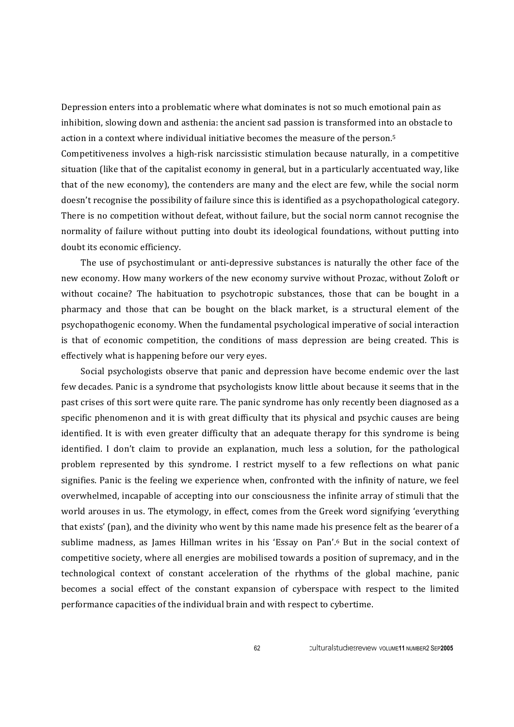Depression enters into a problematic where what dominates is not so much emotional pain as inhibition, slowing down and asthenia: the ancient sad passion is transformed into an obstacle to action in a context where individual initiative becomes the measure of the person.[5]

Competitiveness involves a high-risk narcissistic stimulation because naturally, in a competitive situation (like that of the capitalist economy in general, but in a particularly accentuated way, like that of the new economy), the contenders are many and the elect are few, while the social norm doesn't recognise the possibility of failure since this is identified as a psychopathological category. There is no competition without defeat, without failure, but the social norm cannot recognise the normality of failure without putting into doubt its ideological foundations, without putting into doubt its economic efficiency.

The use of psychostimulant or anti-depressive substances is naturally the other face of the new economy. How many workers of the new economy survive without Prozac, without Zoloft or without cocaine? The habituation to psychotropic substances, those that can be bought in a pharmacy and those that can be bought on the black market, is a structural element of the psychopathogenic economy. When the fundamental psychological imperative of social interaction is that of economic competition, the conditions of mass depression are being created. This is effectively what is happening before our very eyes.

Social psychologists observe that panic and depression have become endemic over the last few decades. Panic is a syndrome that psychologists know little about because it seems that in the past crises of this sort were quite rare. The panic syndrome has only recently been diagnosed as a specific phenomenon and it is with great difficulty that its physical and psychic causes are being identified. It is with even greater difficulty that an adequate therapy for this syndrome is being identified. I don't claim to provide an explanation, much less a solution, for the pathological problem represented by this syndrome. I restrict myself to a few reflections on what panic signifies. Panic is the feeling we experience when, confronted with the infinity of nature, we feel overwhelmed, incapable of accepting into our consciousness the infinite array of stimuli that the world arouses in us. The etymology, in effect, comes from the Greek word signifying 'everything that exists' (pan), and the divinity who went by this name made his presence felt as the bearer of a sublime madness, as James Hillman writes in his 'Essay on Pan'.[6] But in the social context of competitive society, where all energies are mobilised towards a position of supremacy, and in the technological context of constant acceleration of the rhythms of the global machine, panic becomes a social effect of the constant expansion of cyberspace with respect to the limited performance capacities of the individual brain and with respect to cybertime.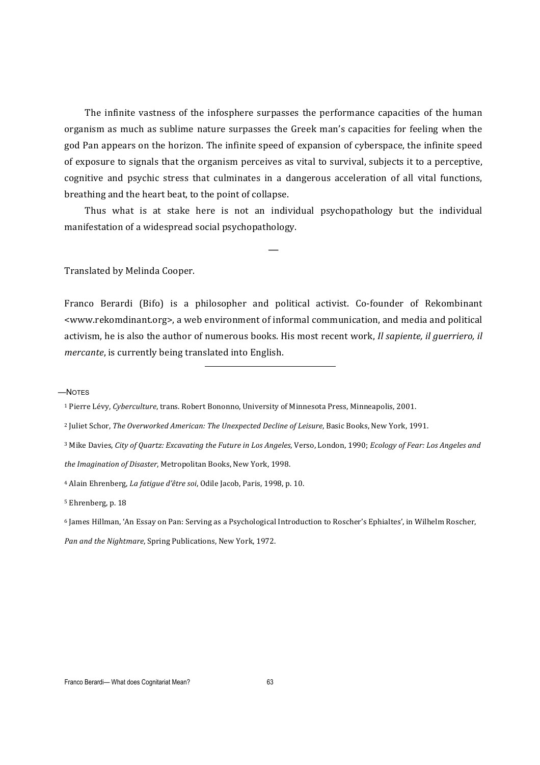The infinite vastness of the infosphere surpasses the performance capacities of the human organism as much as sublime nature surpasses the Greek man's capacities for feeling when the god Pan appears on the horizon. The infinite speed of expansion of cyberspace, the infinite speed of exposure to signals that the organism perceives as vital to survival, subjects it to a perceptive, cognitive and psychic stress that culminates in a dangerous acceleration of all vital functions, breathing and the heart beat, to the point of collapse.

Thus what is at stake here is not an individual psychopathology but the individual manifestation of a widespread social psychopathology.

—

Translated by Melinda Cooper.

Franco Berardi (Bifo) is a philosopher and political activist. Co-founder of Rekombinant <www.rekomdinant.org>, a web environment of informal communication, and media and political activism, he is also the author of numerous books. His most recent work, *Il sapiente, il guerriero, il mercante*, is currently being translated into English.

—NOTES

[1] Pierre Lévy, *Cyberculture*, trans. Robert Bononno, University of Minnesota Press, Minneapolis, 2001.

[2] Juliet Schor, *The Overworked American: The Unexpected Decline of Leisure*, Basic Books, New York, 1991.

[3] Mike Davies, *City of Quartz: Excavating the Future in Los Angeles*, Verso, London, 1990; *Ecology of Fear: Los Angeles and the Imagination of Disaster*, Metropolitan Books, New York, 1998.

[4] Alain Ehrenberg, *La fatigue d'être soi*, Odile Jacob, Paris, 1998, p. 10.

[5] Ehrenberg, p. 18

[6] James Hillman, 'An Essay on Pan: Serving as a Psychological Introduction to Roscher's Ephialtes', in Wilhelm Roscher, *Pan and the Nightmare*, Spring Publications, New York, 1972.